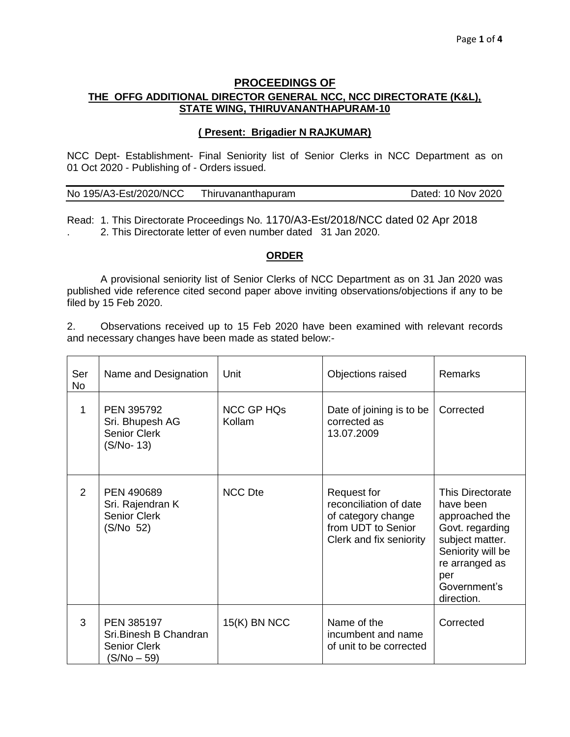## PROCEEDINGS OF

### THE OFFG ADDITIONAL DIRECTOR GENERAL NCC, NCC DIRECTORATE (K&L), STATE WING, THIRUVANANTHAPURAM-10

**( Present: Brigadier N RAJKUMAR)**

NCC Dept- Establishment- Final Seniority list of Senior Clerks in NCC Department as on 01 Oct 2020 - Publishing of - Orders issued.

No 195/A3-Est/2020/NCC Thiruvananthapuram Dated: 10 Nov 2020

Read: 1. This Directorate Proceedings No. 1170/A3-Est/2018/NCC dated 02 Apr 2018
. 2. This Directorate letter of even number dated 31 Jan 2020.

**ORDER**

A provisional seniority list of Senior Clerks of NCC Department as on 31 Jan 2020 was published vide reference cited second paper above inviting observations/objections if any to be filed by 15 Feb 2020.

2. Observations received up to 15 Feb 2020 have been examined with relevant records and necessary changes have been made as stated below:-

| Ser No | Name and Designation | Unit | Objections raised | Remarks |
|---|---|---|---|---|
| 1 | PEN 395792<br>Sri. Bhupesh AG<br>Senior Clerk<br>(S/No- 13) | NCC GP HQs Kollam | Date of joining is to be corrected as 13.07.2009 | Corrected |
| 2 | PEN 490689<br>Sri. Rajendran K<br>Senior Clerk<br>(S/No 52) | NCC Dte | Request for reconciliation of date of category change from UDT to Senior Clerk and fix seniority | This Directorate have been approached the Govt. regarding subject matter. Seniority will be re arranged as per Government's direction. |
| 3 | PEN 385197<br>Sri.Binesh B Chandran<br>Senior Clerk<br>(S/No – 59) | 15(K) BN NCC | Name of the incumbent and name of unit to be corrected | Corrected |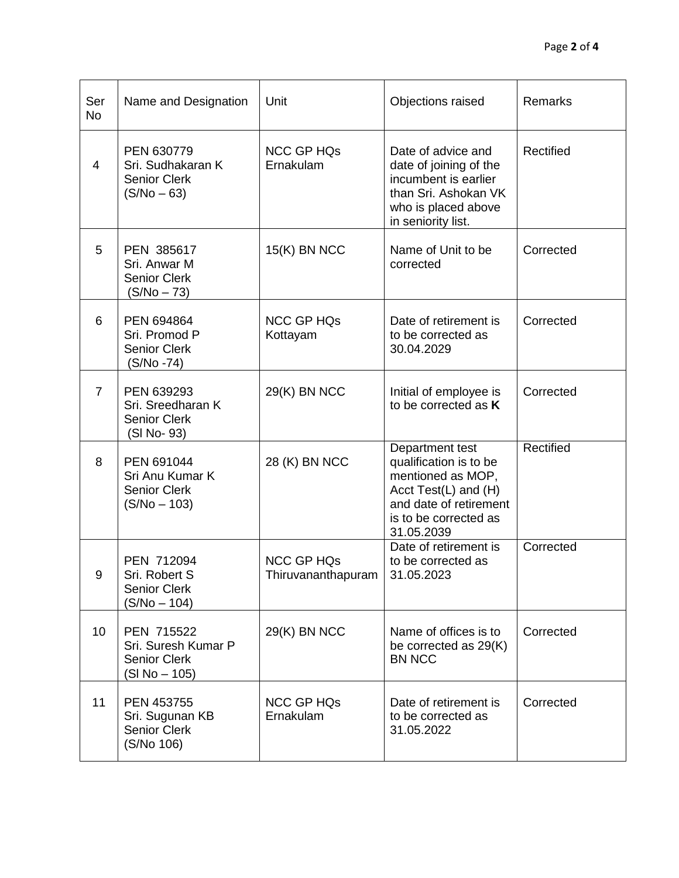| Ser No | Name and Designation | Unit | Objections raised | Remarks |
|---|---|---|---|---|
| 4 | PEN 630779<br>Sri. Sudhakaran K<br>Senior Clerk<br>(S/No – 63) | NCC GP HQs Ernakulam | Date of advice and date of joining of the incumbent is earlier than Sri. Ashokan VK who is placed above in seniority list. | Rectified |
| 5 | PEN 385617<br>Sri. Anwar M<br>Senior Clerk<br>(S/No – 73) | 15(K) BN NCC | Name of Unit to be corrected | Corrected |
| 6 | PEN 694864<br>Sri. Promod P<br>Senior Clerk<br>(S/No -74) | NCC GP HQs Kottayam | Date of retirement is to be corrected as 30.04.2029 | Corrected |
| 7 | PEN 639293<br>Sri. Sreedharan K<br>Senior Clerk<br>(Sl No- 93) | 29(K) BN NCC | Initial of employee is to be corrected as **K** | Corrected |
| 8 | PEN 691044<br>Sri Anu Kumar K<br>Senior Clerk<br>(S/No – 103) | 28 (K) BN NCC | Department test qualification is to be mentioned as MOP, Acct Test(L) and (H) and date of retirement is to be corrected as 31.05.2039 | Rectified |
| 9 | PEN 712094<br>Sri. Robert S<br>Senior Clerk<br>(S/No – 104) | NCC GP HQs Thiruvananthapuram | Date of retirement is to be corrected as 31.05.2023 | Corrected |
| 10 | PEN 715522<br>Sri. Suresh Kumar P<br>Senior Clerk<br>(Sl No – 105) | 29(K) BN NCC | Name of offices is to be corrected as 29(K) BN NCC | Corrected |
| 11 | PEN 453755<br>Sri. Sugunan KB<br>Senior Clerk<br>(S/No 106) | NCC GP HQs Ernakulam | Date of retirement is to be corrected as 31.05.2022 | Corrected |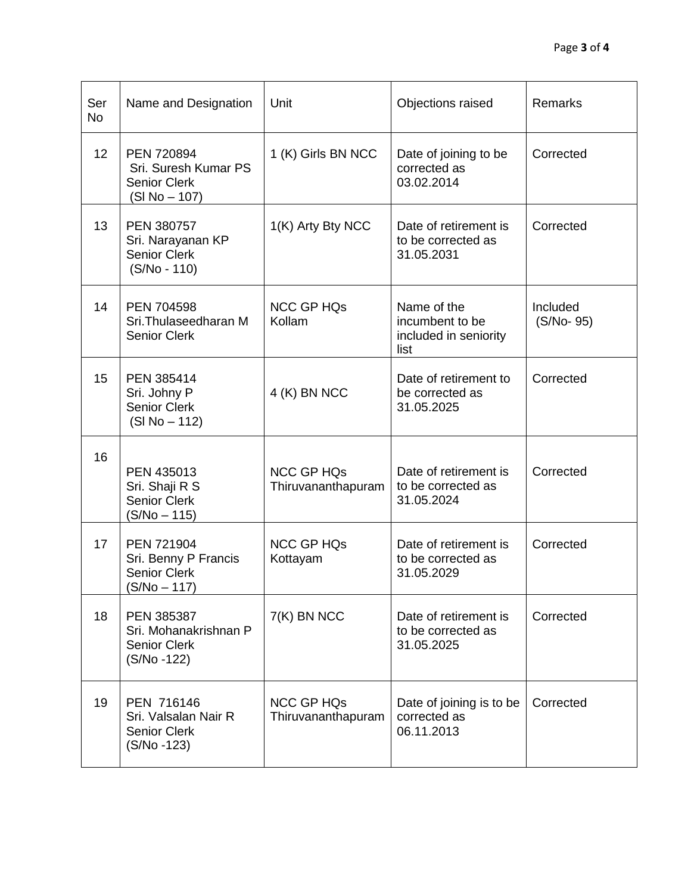| Ser No | Name and Designation | Unit | Objections raised | Remarks |
|---|---|---|---|---|
| 12 | PEN 720894 Sri. Suresh Kumar PS Senior Clerk (Sl No – 107) | 1 (K) Girls BN NCC | Date of joining to be corrected as 03.02.2014 | Corrected |
| 13 | PEN 380757 Sri. Narayanan KP Senior Clerk (S/No - 110) | 1(K) Arty Bty NCC | Date of retirement is to be corrected as 31.05.2031 | Corrected |
| 14 | PEN 704598 Sri.Thulaseedharan M Senior Clerk | NCC GP HQs Kollam | Name of the incumbent to be included in seniority list | Included (S/No- 95) |
| 15 | PEN 385414 Sri. Johny P Senior Clerk (Sl No – 112) | 4 (K) BN NCC | Date of retirement to be corrected as 31.05.2025 | Corrected |
| 16 | PEN 435013 Sri. Shaji R S Senior Clerk (S/No – 115) | NCC GP HQs Thiruvananthapuram | Date of retirement is to be corrected as 31.05.2024 | Corrected |
| 17 | PEN 721904 Sri. Benny P Francis Senior Clerk (S/No – 117) | NCC GP HQs Kottayam | Date of retirement is to be corrected as 31.05.2029 | Corrected |
| 18 | PEN 385387 Sri. Mohanakrishnan P Senior Clerk (S/No -122) | 7(K) BN NCC | Date of retirement is to be corrected as 31.05.2025 | Corrected |
| 19 | PEN 716146 Sri. Valsalan Nair R Senior Clerk (S/No -123) | NCC GP HQs Thiruvananthapuram | Date of joining is to be corrected as 06.11.2013 | Corrected |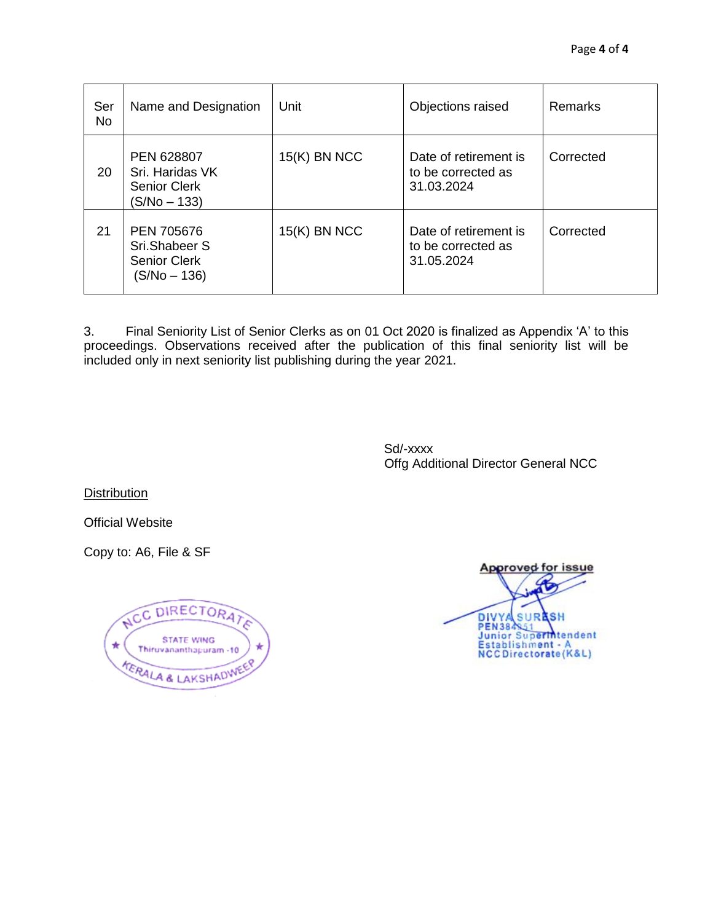| Ser No | Name and Designation | Unit | Objections raised | Remarks |
|---|---|---|---|---|
| 20 | PEN 628807 Sri. Haridas VK Senior Clerk (S/No – 133) | 15(K) BN NCC | Date of retirement is to be corrected as 31.03.2024 | Corrected |
| 21 | PEN 705676 Sri.Shabeer S Senior Clerk (S/No – 136) | 15(K) BN NCC | Date of retirement is to be corrected as 31.05.2024 | Corrected |

3. Final Seniority List of Senior Clerks as on 01 Oct 2020 is finalized as Appendix 'A' to this proceedings. Observations received after the publication of this final seniority list will be included only in next seniority list publishing during the year 2021.

Sd/-xxxx
Offg Additional Director General NCC

Distribution

Official Website

Copy to: A6, File & SF

NCC DIRECTORATE
STATE WING
Thiruvananthapuram -10
KERALA & LAKSHADWEEP

Approved for issue

DIVYA SURESH
PEN384951
Junior Superintendent
Establishment - A
NCC Directorate (K&L)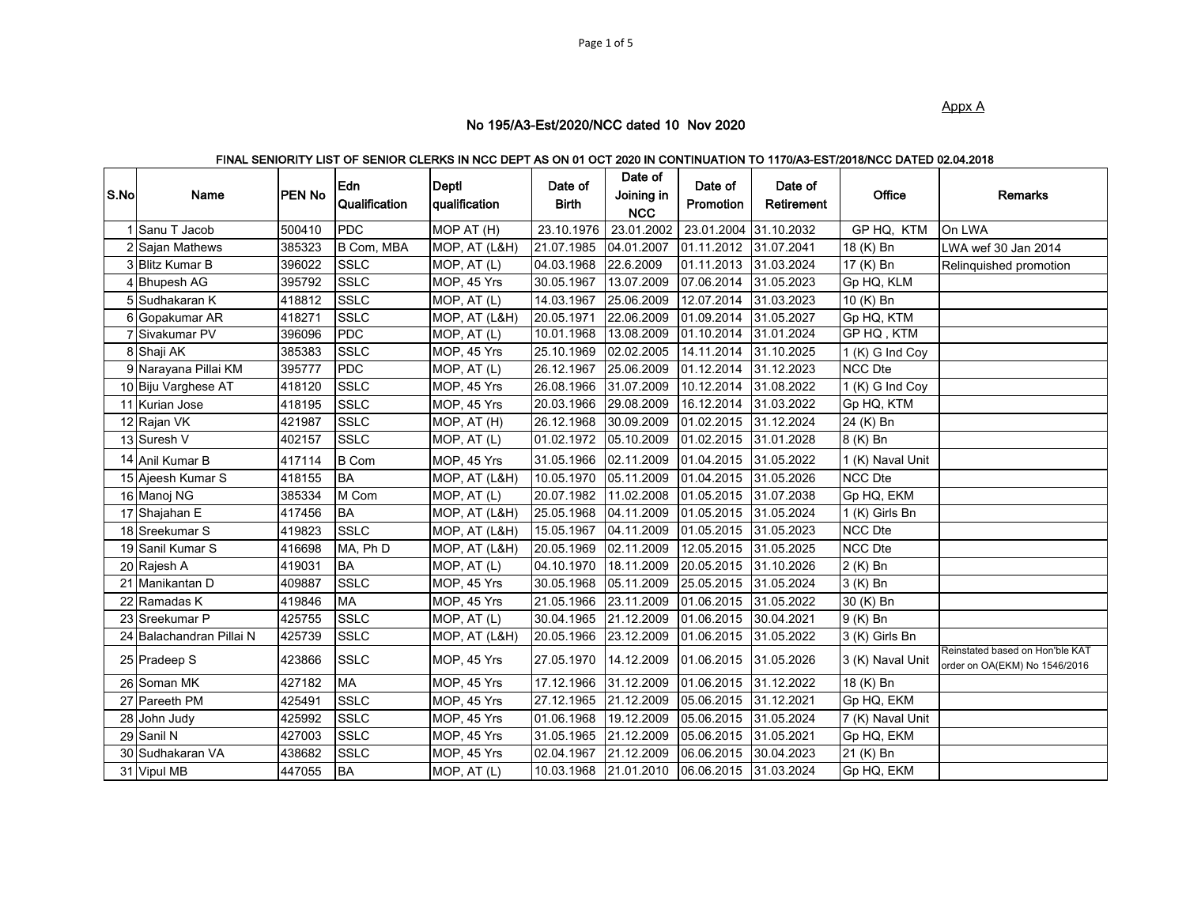Appx A

### No 195/A3-Est/2020/NCC dated 10 Nov 2020

**FINAL SENIORITY LIST OF SENIOR CLERKS IN NCC DEPT AS ON 01 OCT 2020 IN CONTINUATION TO 1170/A3-EST/2018/NCC DATED 02.04.2018**

| S.No | Name | PEN No | Edn Qualification | Deptl qualification | Date of Birth | Date of Joining in NCC | Date of Promotion | Date of Retirement | Office | Remarks |
|---|---|---|---|---|---|---|---|---|---|---|
| 1 | Sanu T Jacob | 500410 | PDC | MOP AT (H) | 23.10.1976 | 23.01.2002 | 23.01.2004 | 31.10.2032 | GP HQ, KTM | On LWA |
| 2 | Sajan Mathews | 385323 | B Com, MBA | MOP, AT (L&H) | 21.07.1985 | 04.01.2007 | 01.11.2012 | 31.07.2041 | 18 (K) Bn | LWA wef 30 Jan 2014 |
| 3 | Blitz Kumar B | 396022 | SSLC | MOP, AT (L) | 04.03.1968 | 22.6.2009 | 01.11.2013 | 31.03.2024 | 17 (K) Bn | Relinquished promotion |
| 4 | Bhupesh AG | 395792 | SSLC | MOP, 45 Yrs | 30.05.1967 | 13.07.2009 | 07.06.2014 | 31.05.2023 | Gp HQ, KLM | |
| 5 | Sudhakaran K | 418812 | SSLC | MOP, AT (L) | 14.03.1967 | 25.06.2009 | 12.07.2014 | 31.03.2023 | 10 (K) Bn | |
| 6 | Gopakumar AR | 418271 | SSLC | MOP, AT (L&H) | 20.05.1971 | 22.06.2009 | 01.09.2014 | 31.05.2027 | Gp HQ, KTM | |
| 7 | Sivakumar PV | 396096 | PDC | MOP, AT (L) | 10.01.1968 | 13.08.2009 | 01.10.2014 | 31.01.2024 | GP HQ , KTM | |
| 8 | Shaji AK | 385383 | SSLC | MOP, 45 Yrs | 25.10.1969 | 02.02.2005 | 14.11.2014 | 31.10.2025 | 1 (K) G Ind Coy | |
| 9 | Narayana Pillai KM | 395777 | PDC | MOP, AT (L) | 26.12.1967 | 25.06.2009 | 01.12.2014 | 31.12.2023 | NCC Dte | |
| 10 | Biju Varghese AT | 418120 | SSLC | MOP, 45 Yrs | 26.08.1966 | 31.07.2009 | 10.12.2014 | 31.08.2022 | 1 (K) G Ind Coy | |
| 11 | Kurian Jose | 418195 | SSLC | MOP, 45 Yrs | 20.03.1966 | 29.08.2009 | 16.12.2014 | 31.03.2022 | Gp HQ, KTM | |
| 12 | Rajan VK | 421987 | SSLC | MOP, AT (H) | 26.12.1968 | 30.09.2009 | 01.02.2015 | 31.12.2024 | 24 (K) Bn | |
| 13 | Suresh V | 402157 | SSLC | MOP, AT (L) | 01.02.1972 | 05.10.2009 | 01.02.2015 | 31.01.2028 | 8 (K) Bn | |
| 14 | Anil Kumar B | 417114 | B Com | MOP, 45 Yrs | 31.05.1966 | 02.11.2009 | 01.04.2015 | 31.05.2022 | 1 (K) Naval Unit | |
| 15 | Ajeesh Kumar S | 418155 | BA | MOP, AT (L&H) | 10.05.1970 | 05.11.2009 | 01.04.2015 | 31.05.2026 | NCC Dte | |
| 16 | Manoj NG | 385334 | M Com | MOP, AT (L) | 20.07.1982 | 11.02.2008 | 01.05.2015 | 31.07.2038 | Gp HQ, EKM | |
| 17 | Shajahan E | 417456 | BA | MOP, AT (L&H) | 25.05.1968 | 04.11.2009 | 01.05.2015 | 31.05.2024 | 1 (K) Girls Bn | |
| 18 | Sreekumar S | 419823 | SSLC | MOP, AT (L&H) | 15.05.1967 | 04.11.2009 | 01.05.2015 | 31.05.2023 | NCC Dte | |
| 19 | Sanil Kumar S | 416698 | MA, Ph D | MOP, AT (L&H) | 20.05.1969 | 02.11.2009 | 12.05.2015 | 31.05.2025 | NCC Dte | |
| 20 | Rajesh A | 419031 | BA | MOP, AT (L) | 04.10.1970 | 18.11.2009 | 20.05.2015 | 31.10.2026 | 2 (K) Bn | |
| 21 | Manikantan D | 409887 | SSLC | MOP, 45 Yrs | 30.05.1968 | 05.11.2009 | 25.05.2015 | 31.05.2024 | 3 (K) Bn | |
| 22 | Ramadas K | 419846 | MA | MOP, 45 Yrs | 21.05.1966 | 23.11.2009 | 01.06.2015 | 31.05.2022 | 30 (K) Bn | |
| 23 | Sreekumar P | 425755 | SSLC | MOP, AT (L) | 30.04.1965 | 21.12.2009 | 01.06.2015 | 30.04.2021 | 9 (K) Bn | |
| 24 | Balachandran Pillai N | 425739 | SSLC | MOP, AT (L&H) | 20.05.1966 | 23.12.2009 | 01.06.2015 | 31.05.2022 | 3 (K) Girls Bn | |
| 25 | Pradeep S | 423866 | SSLC | MOP, 45 Yrs | 27.05.1970 | 14.12.2009 | 01.06.2015 | 31.05.2026 | 3 (K) Naval Unit | Reinstated based on Hon'ble KAT order on OA(EKM) No 1546/2016 |
| 26 | Soman MK | 427182 | MA | MOP, 45 Yrs | 17.12.1966 | 31.12.2009 | 01.06.2015 | 31.12.2022 | 18 (K) Bn | |
| 27 | Pareeth PM | 425491 | SSLC | MOP, 45 Yrs | 27.12.1965 | 21.12.2009 | 05.06.2015 | 31.12.2021 | Gp HQ, EKM | |
| 28 | John Judy | 425992 | SSLC | MOP, 45 Yrs | 01.06.1968 | 19.12.2009 | 05.06.2015 | 31.05.2024 | 7 (K) Naval Unit | |
| 29 | Sanil N | 427003 | SSLC | MOP, 45 Yrs | 31.05.1965 | 21.12.2009 | 05.06.2015 | 31.05.2021 | Gp HQ, EKM | |
| 30 | Sudhakaran VA | 438682 | SSLC | MOP, 45 Yrs | 02.04.1967 | 21.12.2009 | 06.06.2015 | 30.04.2023 | 21 (K) Bn | |
| 31 | Vipul MB | 447055 | BA | MOP, AT (L) | 10.03.1968 | 21.01.2010 | 06.06.2015 | 31.03.2024 | Gp HQ, EKM | |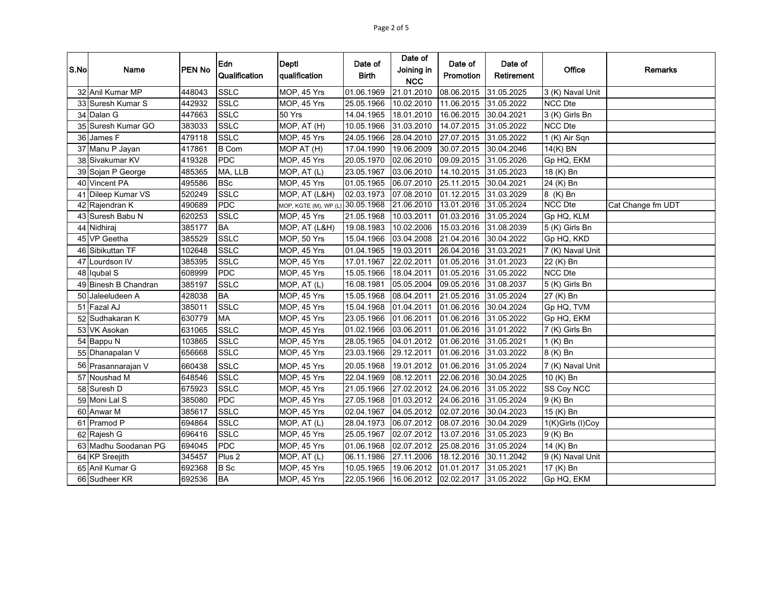| S.No | Name | PEN No | Edn Qualification | Deptl qualification | Date of Birth | Date of Joining in NCC | Date of Promotion | Date of Retirement | Office | Remarks |
|---|---|---|---|---|---|---|---|---|---|---|
| 32 | Anil Kumar MP | 448043 | SSLC | MOP, 45 Yrs | 01.06.1969 | 21.01.2010 | 08.06.2015 | 31.05.2025 | 3 (K) Naval Unit | |
| 33 | Suresh Kumar S | 442932 | SSLC | MOP, 45 Yrs | 25.05.1966 | 10.02.2010 | 11.06.2015 | 31.05.2022 | NCC Dte | |
| 34 | Dalan G | 447663 | SSLC | 50 Yrs | 14.04.1965 | 18.01.2010 | 16.06.2015 | 30.04.2021 | 3 (K) Girls Bn | |
| 35 | Suresh Kumar GO | 383033 | SSLC | MOP, AT (H) | 10.05.1966 | 31.03.2010 | 14.07.2015 | 31.05.2022 | NCC Dte | |
| 36 | James F | 479118 | SSLC | MOP, 45 Yrs | 24.05.1966 | 28.04.2010 | 27.07.2015 | 31.05.2022 | 1 (K) Air Sqn | |
| 37 | Manu P Jayan | 417861 | B Com | MOP AT (H) | 17.04.1990 | 19.06.2009 | 30.07.2015 | 30.04.2046 | 14(K) BN | |
| 38 | Sivakumar KV | 419328 | PDC | MOP, 45 Yrs | 20.05.1970 | 02.06.2010 | 09.09.2015 | 31.05.2026 | Gp HQ, EKM | |
| 39 | Sojan P George | 485365 | MA, LLB | MOP, AT (L) | 23.05.1967 | 03.06.2010 | 14.10.2015 | 31.05.2023 | 18 (K) Bn | |
| 40 | Vincent PA | 495586 | BSc | MOP, 45 Yrs | 01.05.1965 | 06.07.2010 | 25.11.2015 | 30.04.2021 | 24 (K) Bn | |
| 41 | Dileep Kumar VS | 520249 | SSLC | MOP, AT (L&H) | 02.03.1973 | 07.08.2010 | 01.12.2015 | 31.03.2029 | 8 (K) Bn | |
| 42 | Rajendran K | 490689 | PDC | MOP, KGTE (M), WP (L) | 30.05.1968 | 21.06.2010 | 13.01.2016 | 31.05.2024 | NCC Dte | Cat Change fm UDT |
| 43 | Suresh Babu N | 620253 | SSLC | MOP, 45 Yrs | 21.05.1968 | 10.03.2011 | 01.03.2016 | 31.05.2024 | Gp HQ, KLM | |
| 44 | Nidhiraj | 385177 | BA | MOP, AT (L&H) | 19.08.1983 | 10.02.2006 | 15.03.2016 | 31.08.2039 | 5 (K) Girls Bn | |
| 45 | VP Geetha | 385529 | SSLC | MOP, 50 Yrs | 15.04.1966 | 03.04.2008 | 21.04.2016 | 30.04.2022 | Gp HQ, KKD | |
| 46 | Sibikuttan TF | 102648 | SSLC | MOP, 45 Yrs | 01.04.1965 | 19.03.2011 | 26.04.2016 | 31.03.2021 | 7 (K) Naval Unit | |
| 47 | Lourdson IV | 385395 | SSLC | MOP, 45 Yrs | 17.01.1967 | 22.02.2011 | 01.05.2016 | 31.01.2023 | 22 (K) Bn | |
| 48 | Iqubal S | 608999 | PDC | MOP, 45 Yrs | 15.05.1966 | 18.04.2011 | 01.05.2016 | 31.05.2022 | NCC Dte | |
| 49 | Binesh B Chandran | 385197 | SSLC | MOP, AT (L) | 16.08.1981 | 05.05.2004 | 09.05.2016 | 31.08.2037 | 5 (K) Girls Bn | |
| 50 | Jaleeludeen A | 428038 | BA | MOP, 45 Yrs | 15.05.1968 | 08.04.2011 | 21.05.2016 | 31.05.2024 | 27 (K) Bn | |
| 51 | Fazal AJ | 385011 | SSLC | MOP, 45 Yrs | 15.04.1968 | 01.04.2011 | 01.06.2016 | 30.04.2024 | Gp HQ, TVM | |
| 52 | Sudhakaran K | 630779 | MA | MOP, 45 Yrs | 23.05.1966 | 01.06.2011 | 01.06.2016 | 31.05.2022 | Gp HQ, EKM | |
| 53 | VK Asokan | 631065 | SSLC | MOP, 45 Yrs | 01.02.1966 | 03.06.2011 | 01.06.2016 | 31.01.2022 | 7 (K) Girls Bn | |
| 54 | Bappu N | 103865 | SSLC | MOP, 45 Yrs | 28.05.1965 | 04.01.2012 | 01.06.2016 | 31.05.2021 | 1 (K) Bn | |
| 55 | Dhanapalan V | 656668 | SSLC | MOP, 45 Yrs | 23.03.1966 | 29.12.2011 | 01.06.2016 | 31.03.2022 | 8 (K) Bn | |
| 56 | Prasannarajan V | 660438 | SSLC | MOP, 45 Yrs | 20.05.1968 | 19.01.2012 | 01.06.2016 | 31.05.2024 | 7 (K) Naval Unit | |
| 57 | Noushad M | 648546 | SSLC | MOP, 45 Yrs | 22.04.1969 | 08.12.2011 | 22.06.2016 | 30.04.2025 | 10 (K) Bn | |
| 58 | Suresh D | 675923 | SSLC | MOP, 45 Yrs | 21.05.1966 | 27.02.2012 | 24.06.2016 | 31.05.2022 | SS Coy NCC | |
| 59 | Moni Lal S | 385080 | PDC | MOP, 45 Yrs | 27.05.1968 | 01.03.2012 | 24.06.2016 | 31.05.2024 | 9 (K) Bn | |
| 60 | Anwar M | 385617 | SSLC | MOP, 45 Yrs | 02.04.1967 | 04.05.2012 | 02.07.2016 | 30.04.2023 | 15 (K) Bn | |
| 61 | Pramod P | 694864 | SSLC | MOP, AT (L) | 28.04.1973 | 06.07.2012 | 08.07.2016 | 30.04.2029 | 1(K)Girls (I)Coy | |
| 62 | Rajesh G | 696416 | SSLC | MOP, 45 Yrs | 25.05.1967 | 02.07.2012 | 13.07.2016 | 31.05.2023 | 9 (K) Bn | |
| 63 | Madhu Soodanan PG | 694045 | PDC | MOP, 45 Yrs | 01.06.1968 | 02.07.2012 | 25.08.2016 | 31.05.2024 | 14 (K) Bn | |
| 64 | KP Sreejith | 345457 | Plus 2 | MOP, AT (L) | 06.11.1986 | 27.11.2006 | 18.12.2016 | 30.11.2042 | 9 (K) Naval Unit | |
| 65 | Anil Kumar G | 692368 | B Sc | MOP, 45 Yrs | 10.05.1965 | 19.06.2012 | 01.01.2017 | 31.05.2021 | 17 (K) Bn | |
| 66 | Sudheer KR | 692536 | BA | MOP, 45 Yrs | 22.05.1966 | 16.06.2012 | 02.02.2017 | 31.05.2022 | Gp HQ, EKM | |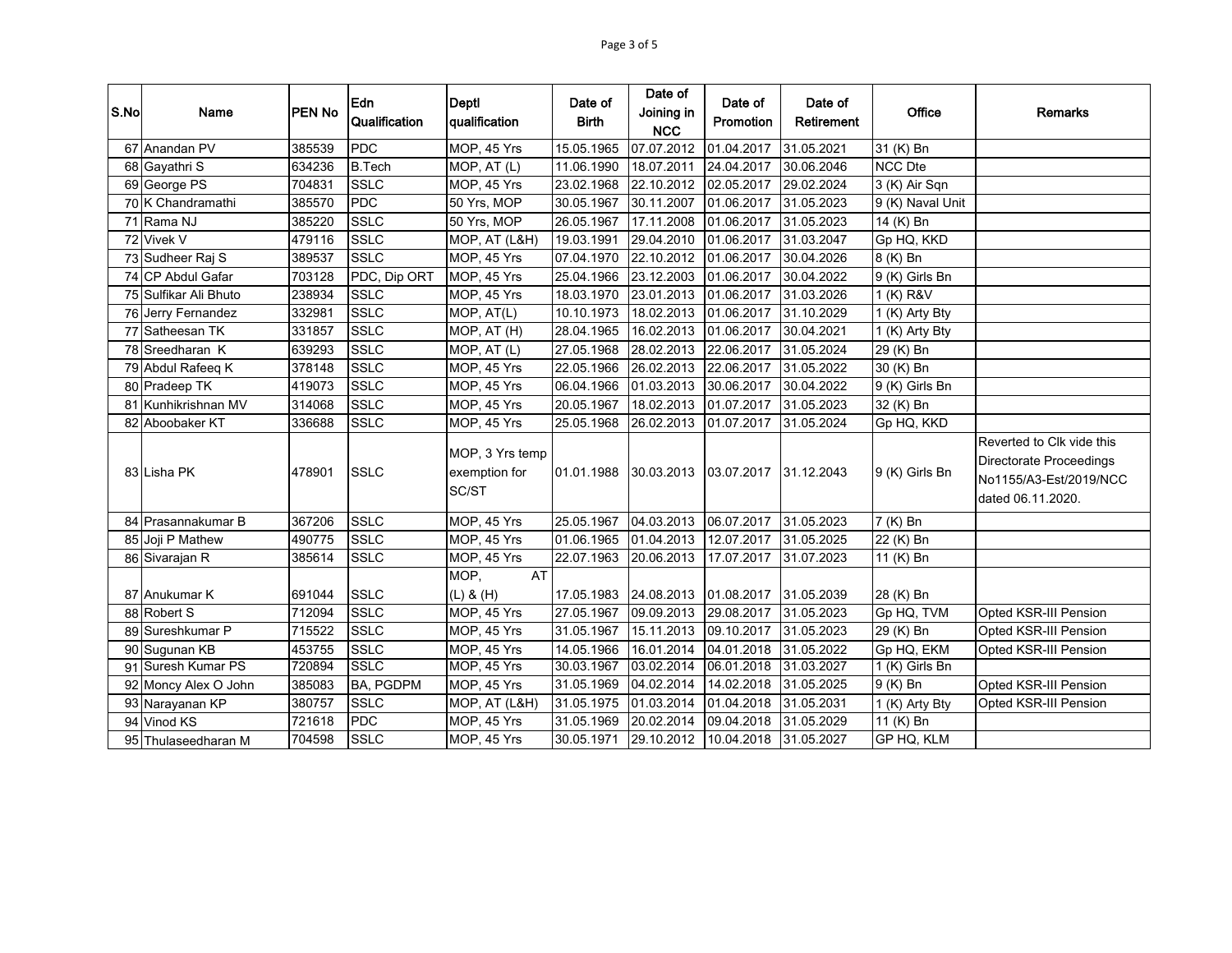| S.No | Name | PEN No | Edn Qualification | Deptl qualification | Date of Birth | Date of Joining in NCC | Date of Promotion | Date of Retirement | Office | Remarks |
|---|---|---|---|---|---|---|---|---|---|---|
| 67 | Anandan PV | 385539 | PDC | MOP, 45 Yrs | 15.05.1965 | 07.07.2012 | 01.04.2017 | 31.05.2021 | 31 (K) Bn | |
| 68 | Gayathri S | 634236 | B.Tech | MOP, AT (L) | 11.06.1990 | 18.07.2011 | 24.04.2017 | 30.06.2046 | NCC Dte | |
| 69 | George PS | 704831 | SSLC | MOP, 45 Yrs | 23.02.1968 | 22.10.2012 | 02.05.2017 | 29.02.2024 | 3 (K) Air Sqn | |
| 70 | K Chandramathi | 385570 | PDC | 50 Yrs, MOP | 30.05.1967 | 30.11.2007 | 01.06.2017 | 31.05.2023 | 9 (K) Naval Unit | |
| 71 | Rama NJ | 385220 | SSLC | 50 Yrs, MOP | 26.05.1967 | 17.11.2008 | 01.06.2017 | 31.05.2023 | 14 (K) Bn | |
| 72 | Vivek V | 479116 | SSLC | MOP, AT (L&H) | 19.03.1991 | 29.04.2010 | 01.06.2017 | 31.03.2047 | Gp HQ, KKD | |
| 73 | Sudheer Raj S | 389537 | SSLC | MOP, 45 Yrs | 07.04.1970 | 22.10.2012 | 01.06.2017 | 30.04.2026 | 8 (K) Bn | |
| 74 | CP Abdul Gafar | 703128 | PDC, Dip ORT | MOP, 45 Yrs | 25.04.1966 | 23.12.2003 | 01.06.2017 | 30.04.2022 | 9 (K) Girls Bn | |
| 75 | Sulfikar Ali Bhuto | 238934 | SSLC | MOP, 45 Yrs | 18.03.1970 | 23.01.2013 | 01.06.2017 | 31.03.2026 | 1 (K) R&V | |
| 76 | Jerry Fernandez | 332981 | SSLC | MOP, AT(L) | 10.10.1973 | 18.02.2013 | 01.06.2017 | 31.10.2029 | 1 (K) Arty Bty | |
| 77 | Satheesan TK | 331857 | SSLC | MOP, AT (H) | 28.04.1965 | 16.02.2013 | 01.06.2017 | 30.04.2021 | 1 (K) Arty Bty | |
| 78 | Sreedharan K | 639293 | SSLC | MOP, AT (L) | 27.05.1968 | 28.02.2013 | 22.06.2017 | 31.05.2024 | 29 (K) Bn | |
| 79 | Abdul Rafeeq K | 378148 | SSLC | MOP, 45 Yrs | 22.05.1966 | 26.02.2013 | 22.06.2017 | 31.05.2022 | 30 (K) Bn | |
| 80 | Pradeep TK | 419073 | SSLC | MOP, 45 Yrs | 06.04.1966 | 01.03.2013 | 30.06.2017 | 30.04.2022 | 9 (K) Girls Bn | |
| 81 | Kunhikrishnan MV | 314068 | SSLC | MOP, 45 Yrs | 20.05.1967 | 18.02.2013 | 01.07.2017 | 31.05.2023 | 32 (K) Bn | |
| 82 | Aboobaker KT | 336688 | SSLC | MOP, 45 Yrs | 25.05.1968 | 26.02.2013 | 01.07.2017 | 31.05.2024 | Gp HQ, KKD | |
| 83 | Lisha PK | 478901 | SSLC | MOP, 3 Yrs temp exemption for SC/ST | 01.01.1988 | 30.03.2013 | 03.07.2017 | 31.12.2043 | 9 (K) Girls Bn | Reverted to Clk vide this Directorate Proceedings No1155/A3-Est/2019/NCC dated 06.11.2020. |
| 84 | Prasannakumar B | 367206 | SSLC | MOP, 45 Yrs | 25.05.1967 | 04.03.2013 | 06.07.2017 | 31.05.2023 | 7 (K) Bn | |
| 85 | Joji P Mathew | 490775 | SSLC | MOP, 45 Yrs | 01.06.1965 | 01.04.2013 | 12.07.2017 | 31.05.2025 | 22 (K) Bn | |
| 86 | Sivarajan R | 385614 | SSLC | MOP, 45 Yrs | 22.07.1963 | 20.06.2013 | 17.07.2017 | 31.07.2023 | 11 (K) Bn | |
| 87 | Anukumar K | 691044 | SSLC | MOP, AT (L) & (H) | 17.05.1983 | 24.08.2013 | 01.08.2017 | 31.05.2039 | 28 (K) Bn | |
| 88 | Robert S | 712094 | SSLC | MOP, 45 Yrs | 27.05.1967 | 09.09.2013 | 29.08.2017 | 31.05.2023 | Gp HQ, TVM | Opted KSR-III Pension |
| 89 | Sureshkumar P | 715522 | SSLC | MOP, 45 Yrs | 31.05.1967 | 15.11.2013 | 09.10.2017 | 31.05.2023 | 29 (K) Bn | Opted KSR-III Pension |
| 90 | Sugunan KB | 453755 | SSLC | MOP, 45 Yrs | 14.05.1966 | 16.01.2014 | 04.01.2018 | 31.05.2022 | Gp HQ, EKM | Opted KSR-III Pension |
| 91 | Suresh Kumar PS | 720894 | SSLC | MOP, 45 Yrs | 30.03.1967 | 03.02.2014 | 06.01.2018 | 31.03.2027 | 1 (K) Girls Bn | |
| 92 | Moncy Alex O John | 385083 | BA, PGDPM | MOP, 45 Yrs | 31.05.1969 | 04.02.2014 | 14.02.2018 | 31.05.2025 | 9 (K) Bn | Opted KSR-III Pension |
| 93 | Narayanan KP | 380757 | SSLC | MOP, AT (L&H) | 31.05.1975 | 01.03.2014 | 01.04.2018 | 31.05.2031 | 1 (K) Arty Bty | Opted KSR-III Pension |
| 94 | Vinod KS | 721618 | PDC | MOP, 45 Yrs | 31.05.1969 | 20.02.2014 | 09.04.2018 | 31.05.2029 | 11 (K) Bn | |
| 95 | Thulaseedharan M | 704598 | SSLC | MOP, 45 Yrs | 30.05.1971 | 29.10.2012 | 10.04.2018 | 31.05.2027 | GP HQ, KLM | |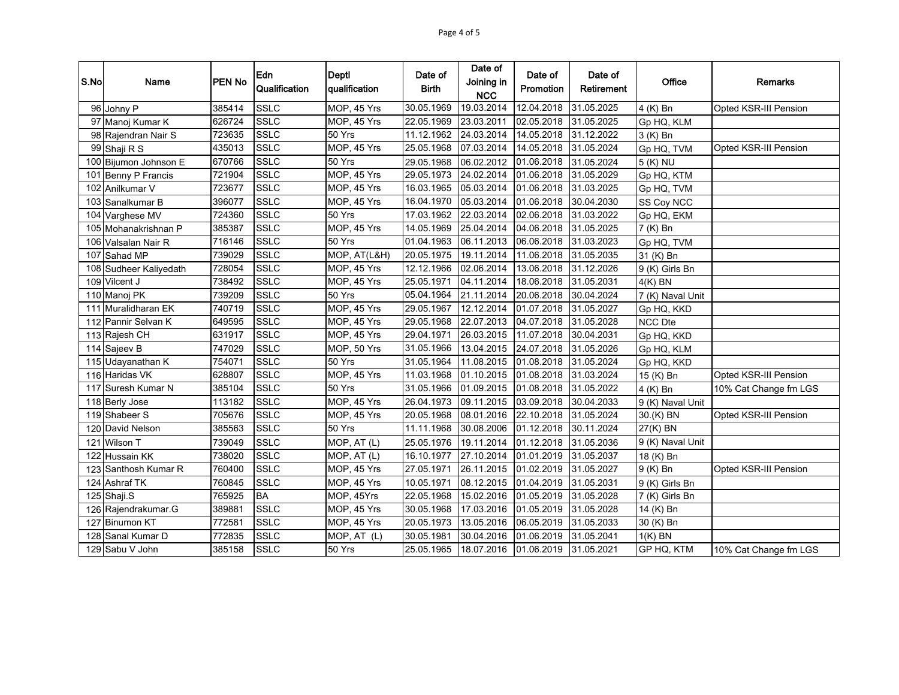| S.No | Name | PEN No | Edn Qualification | Deptl qualification | Date of Birth | Date of Joining in NCC | Date of Promotion | Date of Retirement | Office | Remarks |
|---|---|---|---|---|---|---|---|---|---|---|
| 96 | Johny P | 385414 | SSLC | MOP, 45 Yrs | 30.05.1969 | 19.03.2014 | 12.04.2018 | 31.05.2025 | 4 (K) Bn | Opted KSR-III Pension |
| 97 | Manoj Kumar K | 626724 | SSLC | MOP, 45 Yrs | 22.05.1969 | 23.03.2011 | 02.05.2018 | 31.05.2025 | Gp HQ, KLM | |
| 98 | Rajendran Nair S | 723635 | SSLC | 50 Yrs | 11.12.1962 | 24.03.2014 | 14.05.2018 | 31.12.2022 | 3 (K) Bn | |
| 99 | Shaji R S | 435013 | SSLC | MOP, 45 Yrs | 25.05.1968 | 07.03.2014 | 14.05.2018 | 31.05.2024 | Gp HQ, TVM | Opted KSR-III Pension |
| 100 | Bijumon Johnson E | 670766 | SSLC | 50 Yrs | 29.05.1968 | 06.02.2012 | 01.06.2018 | 31.05.2024 | 5 (K) NU | |
| 101 | Benny P Francis | 721904 | SSLC | MOP, 45 Yrs | 29.05.1973 | 24.02.2014 | 01.06.2018 | 31.05.2029 | Gp HQ, KTM | |
| 102 | Anilkumar V | 723677 | SSLC | MOP, 45 Yrs | 16.03.1965 | 05.03.2014 | 01.06.2018 | 31.03.2025 | Gp HQ, TVM | |
| 103 | Sanalkumar B | 396077 | SSLC | MOP, 45 Yrs | 16.04.1970 | 05.03.2014 | 01.06.2018 | 30.04.2030 | SS Coy NCC | |
| 104 | Varghese MV | 724360 | SSLC | 50 Yrs | 17.03.1962 | 22.03.2014 | 02.06.2018 | 31.03.2022 | Gp HQ, EKM | |
| 105 | Mohanakrishnan P | 385387 | SSLC | MOP, 45 Yrs | 14.05.1969 | 25.04.2014 | 04.06.2018 | 31.05.2025 | 7 (K) Bn | |
| 106 | Valsalan Nair R | 716146 | SSLC | 50 Yrs | 01.04.1963 | 06.11.2013 | 06.06.2018 | 31.03.2023 | Gp HQ, TVM | |
| 107 | Sahad MP | 739029 | SSLC | MOP, AT(L&H) | 20.05.1975 | 19.11.2014 | 11.06.2018 | 31.05.2035 | 31 (K) Bn | |
| 108 | Sudheer Kaliyedath | 728054 | SSLC | MOP, 45 Yrs | 12.12.1966 | 02.06.2014 | 13.06.2018 | 31.12.2026 | 9 (K) Girls Bn | |
| 109 | Vilcent J | 738492 | SSLC | MOP, 45 Yrs | 25.05.1971 | 04.11.2014 | 18.06.2018 | 31.05.2031 | 4(K) BN | |
| 110 | Manoj PK | 739209 | SSLC | 50 Yrs | 05.04.1964 | 21.11.2014 | 20.06.2018 | 30.04.2024 | 7 (K) Naval Unit | |
| 111 | Muralidharan EK | 740719 | SSLC | MOP, 45 Yrs | 29.05.1967 | 12.12.2014 | 01.07.2018 | 31.05.2027 | Gp HQ, KKD | |
| 112 | Pannir Selvan K | 649595 | SSLC | MOP, 45 Yrs | 29.05.1968 | 22.07.2013 | 04.07.2018 | 31.05.2028 | NCC Dte | |
| 113 | Rajesh CH | 631917 | SSLC | MOP, 45 Yrs | 29.04.1971 | 26.03.2015 | 11.07.2018 | 30.04.2031 | Gp HQ, KKD | |
| 114 | Sajeev B | 747029 | SSLC | MOP, 50 Yrs | 31.05.1966 | 13.04.2015 | 24.07.2018 | 31.05.2026 | Gp HQ, KLM | |
| 115 | Udayanathan K | 754071 | SSLC | 50 Yrs | 31.05.1964 | 11.08.2015 | 01.08.2018 | 31.05.2024 | Gp HQ, KKD | |
| 116 | Haridas VK | 628807 | SSLC | MOP, 45 Yrs | 11.03.1968 | 01.10.2015 | 01.08.2018 | 31.03.2024 | 15 (K) Bn | Opted KSR-III Pension |
| 117 | Suresh Kumar N | 385104 | SSLC | 50 Yrs | 31.05.1966 | 01.09.2015 | 01.08.2018 | 31.05.2022 | 4 (K) Bn | 10% Cat Change fm LGS |
| 118 | Berly Jose | 113182 | SSLC | MOP, 45 Yrs | 26.04.1973 | 09.11.2015 | 03.09.2018 | 30.04.2033 | 9 (K) Naval Unit | |
| 119 | Shabeer S | 705676 | SSLC | MOP, 45 Yrs | 20.05.1968 | 08.01.2016 | 22.10.2018 | 31.05.2024 | 30.(K) BN | Opted KSR-III Pension |
| 120 | David Nelson | 385563 | SSLC | 50 Yrs | 11.11.1968 | 30.08.2006 | 01.12.2018 | 30.11.2024 | 27(K) BN | |
| 121 | Wilson T | 739049 | SSLC | MOP, AT (L) | 25.05.1976 | 19.11.2014 | 01.12.2018 | 31.05.2036 | 9 (K) Naval Unit | |
| 122 | Hussain KK | 738020 | SSLC | MOP, AT (L) | 16.10.1977 | 27.10.2014 | 01.01.2019 | 31.05.2037 | 18 (K) Bn | |
| 123 | Santhosh Kumar R | 760400 | SSLC | MOP, 45 Yrs | 27.05.1971 | 26.11.2015 | 01.02.2019 | 31.05.2027 | 9 (K) Bn | Opted KSR-III Pension |
| 124 | Ashraf TK | 760845 | SSLC | MOP, 45 Yrs | 10.05.1971 | 08.12.2015 | 01.04.2019 | 31.05.2031 | 9 (K) Girls Bn | |
| 125 | Shaji.S | 765925 | BA | MOP, 45Yrs | 22.05.1968 | 15.02.2016 | 01.05.2019 | 31.05.2028 | 7 (K) Girls Bn | |
| 126 | Rajendrakumar.G | 389881 | SSLC | MOP, 45 Yrs | 30.05.1968 | 17.03.2016 | 01.05.2019 | 31.05.2028 | 14 (K) Bn | |
| 127 | Binumon KT | 772581 | SSLC | MOP, 45 Yrs | 20.05.1973 | 13.05.2016 | 06.05.2019 | 31.05.2033 | 30 (K) Bn | |
| 128 | Sanal Kumar D | 772835 | SSLC | MOP, AT (L) | 30.05.1981 | 30.04.2016 | 01.06.2019 | 31.05.2041 | 1(K) BN | |
| 129 | Sabu V John | 385158 | SSLC | 50 Yrs | 25.05.1965 | 18.07.2016 | 01.06.2019 | 31.05.2021 | GP HQ, KTM | 10% Cat Change fm LGS |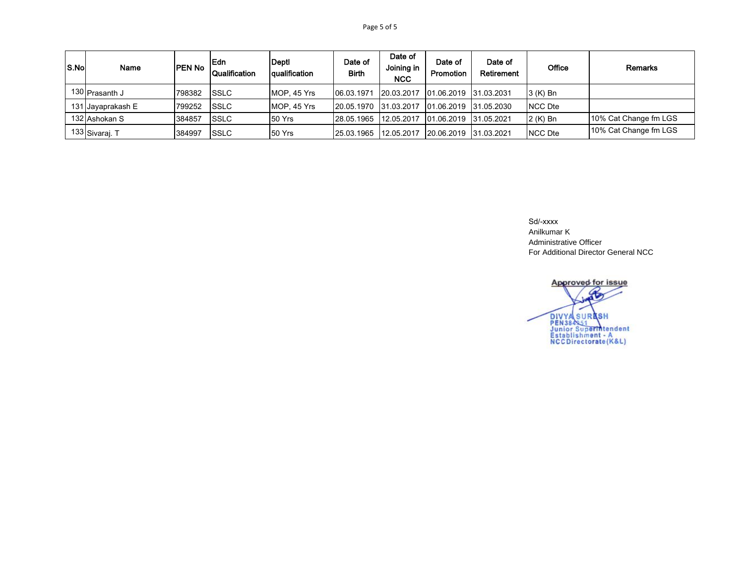| S.No | Name | PEN No | Edn Qualification | Deptl qualification | Date of Birth | Date of Joining in NCC | Date of Promotion | Date of Retirement | Office | Remarks |
|---|---|---|---|---|---|---|---|---|---|---|
| 130 | Prasanth J | 798382 | SSLC | MOP, 45 Yrs | 06.03.1971 | 20.03.2017 | 01.06.2019 | 31.03.2031 | 3 (K) Bn | |
| 131 | Jayaprakash E | 799252 | SSLC | MOP, 45 Yrs | 20.05.1970 | 31.03.2017 | 01.06.2019 | 31.05.2030 | NCC Dte | |
| 132 | Ashokan S | 384857 | SSLC | 50 Yrs | 28.05.1965 | 12.05.2017 | 01.06.2019 | 31.05.2021 | 2 (K) Bn | 10% Cat Change fm LGS |
| 133 | Sivaraj. T | 384997 | SSLC | 50 Yrs | 25.03.1965 | 12.05.2017 | 20.06.2019 | 31.03.2021 | NCC Dte | 10% Cat Change fm LGS |

Sd/-xxxx
Anilkumar K
Administrative Officer
For Additional Director General NCC

Approved for issue

DIVYA SURESH
PEN384351
Junior Superintendent
Establishment - A
NCC Directorate (K&L)